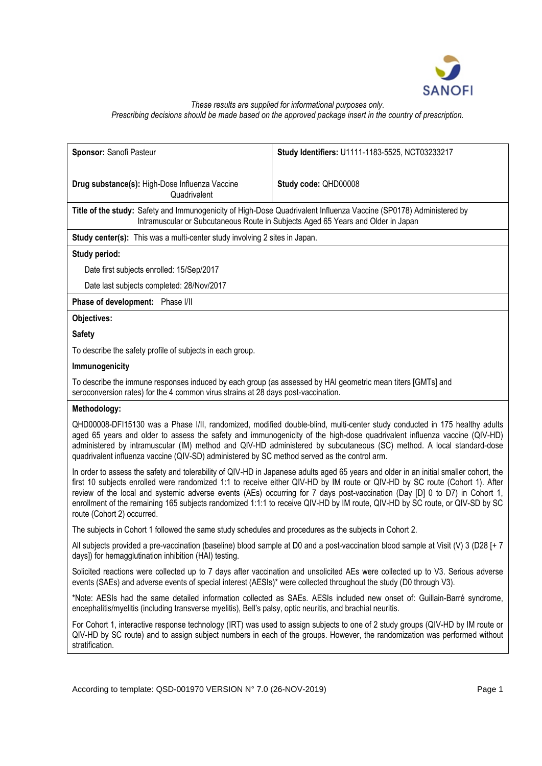*These results are supplied for informational purposes only.*
*Prescribing decisions should be made based on the approved package insert in the country of prescription.*

| **Sponsor:** Sanofi Pasteur | **Study Identifiers:** U1111-1183-5525, NCT03233217 |
|---|---|
| **Drug substance(s):** High-Dose Influenza Vaccine Quadrivalent | **Study code:** QHD00008 |

**Title of the study:** Safety and Immunogenicity of High-Dose Quadrivalent Influenza Vaccine (SP0178) Administered by Intramuscular or Subcutaneous Route in Subjects Aged 65 Years and Older in Japan

**Study center(s):** This was a multi-center study involving 2 sites in Japan.

**Study period:**

Date first subjects enrolled: 15/Sep/2017

Date last subjects completed: 28/Nov/2017

**Phase of development:** Phase I/II

**Objectives:**

**Safety**

To describe the safety profile of subjects in each group.

**Immunogenicity**

To describe the immune responses induced by each group (as assessed by HAI geometric mean titers [GMTs] and seroconversion rates) for the 4 common virus strains at 28 days post-vaccination.

**Methodology:**

QHD00008-DFI15130 was a Phase I/II, randomized, modified double-blind, multi-center study conducted in 175 healthy adults aged 65 years and older to assess the safety and immunogenicity of the high-dose quadrivalent influenza vaccine (QIV-HD) administered by intramuscular (IM) method and QIV-HD administered by subcutaneous (SC) method. A local standard-dose quadrivalent influenza vaccine (QIV-SD) administered by SC method served as the control arm.

In order to assess the safety and tolerability of QIV-HD in Japanese adults aged 65 years and older in an initial smaller cohort, the first 10 subjects enrolled were randomized 1:1 to receive either QIV-HD by IM route or QIV-HD by SC route (Cohort 1). After review of the local and systemic adverse events (AEs) occurring for 7 days post-vaccination (Day [D] 0 to D7) in Cohort 1, enrollment of the remaining 165 subjects randomized 1:1:1 to receive QIV-HD by IM route, QIV-HD by SC route, or QIV-SD by SC route (Cohort 2) occurred.

The subjects in Cohort 1 followed the same study schedules and procedures as the subjects in Cohort 2.

All subjects provided a pre-vaccination (baseline) blood sample at D0 and a post-vaccination blood sample at Visit (V) 3 (D28 [+ 7 days]) for hemagglutination inhibition (HAI) testing.

Solicited reactions were collected up to 7 days after vaccination and unsolicited AEs were collected up to V3. Serious adverse events (SAEs) and adverse events of special interest (AESIs)* were collected throughout the study (D0 through V3).

*Note: AESIs had the same detailed information collected as SAEs. AESIs included new onset of: Guillain-Barré syndrome, encephalitis/myelitis (including transverse myelitis), Bell's palsy, optic neuritis, and brachial neuritis.

For Cohort 1, interactive response technology (IRT) was used to assign subjects to one of 2 study groups (QIV-HD by IM route or QIV-HD by SC route) and to assign subject numbers in each of the groups. However, the randomization was performed without stratification.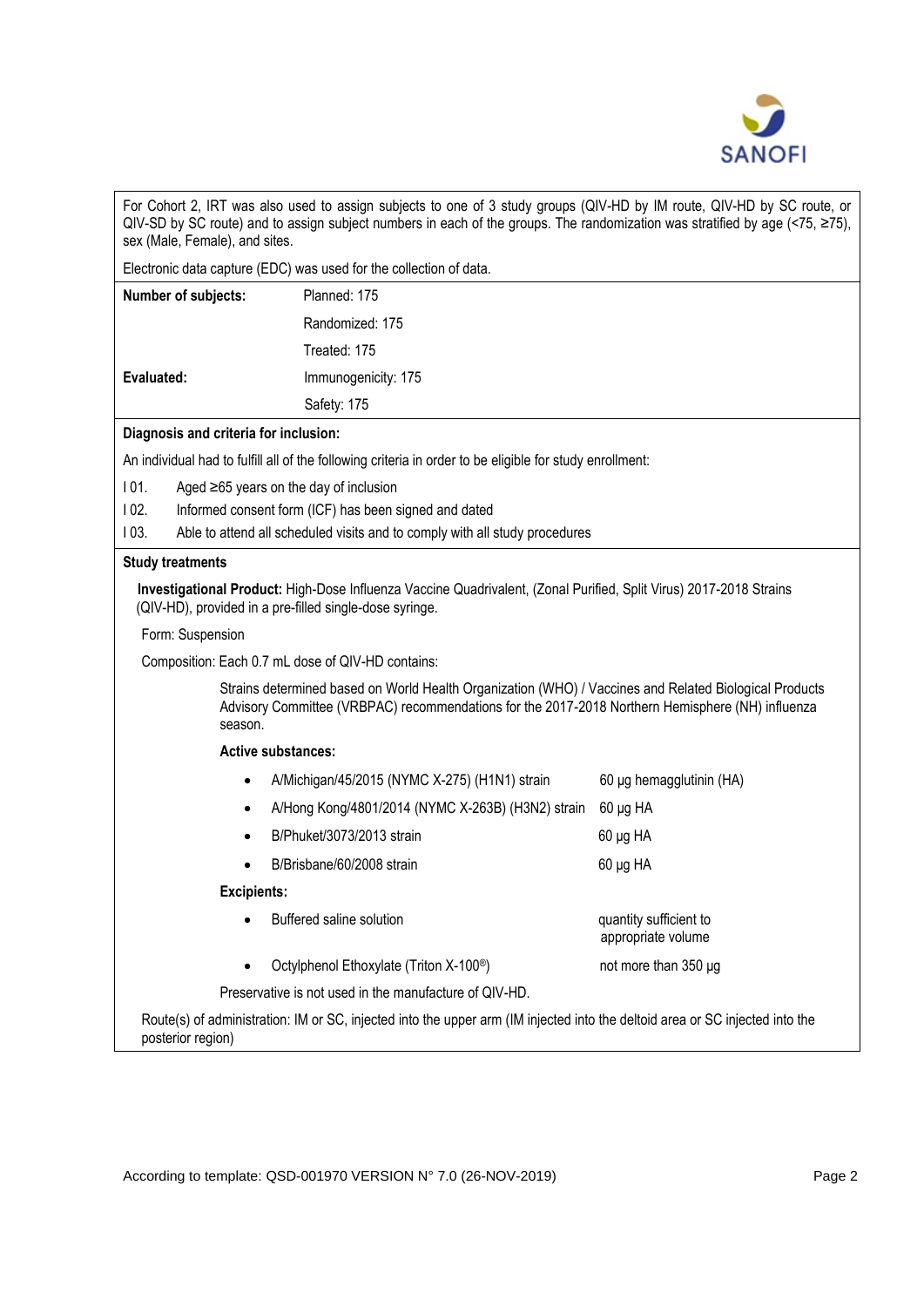For Cohort 2, IRT was also used to assign subjects to one of 3 study groups (QIV-HD by IM route, QIV-HD by SC route, or QIV-SD by SC route) and to assign subject numbers in each of the groups. The randomization was stratified by age (<75, ≥75), sex (Male, Female), and sites.

Electronic data capture (EDC) was used for the collection of data.

| | |
|---|---|
| **Number of subjects:** | Planned: 175 |
| | Randomized: 175 |
| | Treated: 175 |
| **Evaluated:** | Immunogenicity: 175 |
| | Safety: 175 |

**Diagnosis and criteria for inclusion:**

An individual had to fulfill all of the following criteria in order to be eligible for study enrollment:

I 01. Aged ≥65 years on the day of inclusion

I 02. Informed consent form (ICF) has been signed and dated

I 03. Able to attend all scheduled visits and to comply with all study procedures

**Study treatments**

**Investigational Product:** High-Dose Influenza Vaccine Quadrivalent, (Zonal Purified, Split Virus) 2017-2018 Strains (QIV-HD), provided in a pre-filled single-dose syringe.

Form: Suspension

Composition: Each 0.7 mL dose of QIV-HD contains:

Strains determined based on World Health Organization (WHO) / Vaccines and Related Biological Products Advisory Committee (VRBPAC) recommendations for the 2017-2018 Northern Hemisphere (NH) influenza season.

**Active substances:**

| | |
|---|---|
| • A/Michigan/45/2015 (NYMC X-275) (H1N1) strain | 60 µg hemagglutinin (HA) |
| • A/Hong Kong/4801/2014 (NYMC X-263B) (H3N2) strain | 60 µg HA |
| • B/Phuket/3073/2013 strain | 60 µg HA |
| • B/Brisbane/60/2008 strain | 60 µg HA |

**Excipients:**

| | |
|---|---|
| • Buffered saline solution | quantity sufficient to appropriate volume |
| • Octylphenol Ethoxylate (Triton X-100®) | not more than 350 µg |

Preservative is not used in the manufacture of QIV-HD.

Route(s) of administration: IM or SC, injected into the upper arm (IM injected into the deltoid area or SC injected into the posterior region)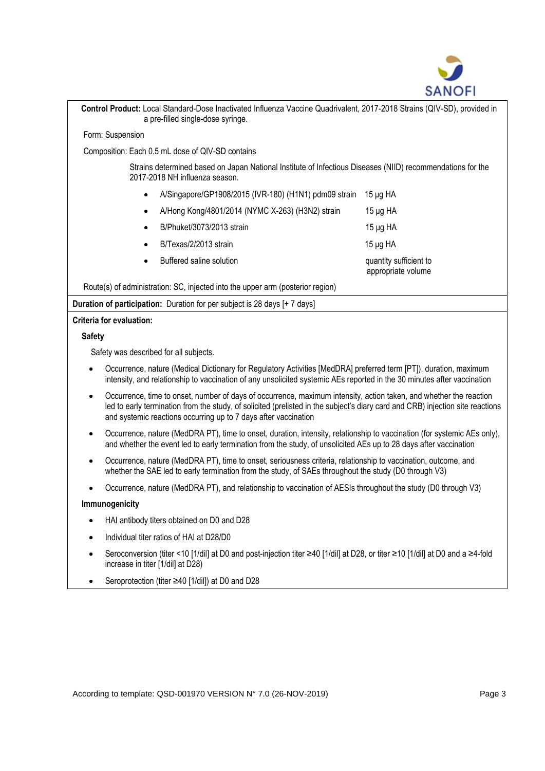**Control Product:** Local Standard-Dose Inactivated Influenza Vaccine Quadrivalent, 2017-2018 Strains (QIV-SD), provided in a pre-filled single-dose syringe.

Form: Suspension

Composition: Each 0.5 mL dose of QIV-SD contains

Strains determined based on Japan National Institute of Infectious Diseases (NIID) recommendations for the 2017-2018 NH influenza season.

- A/Singapore/GP1908/2015 (IVR-180) (H1N1) pdm09 strain — 15 µg HA
- A/Hong Kong/4801/2014 (NYMC X-263) (H3N2) strain — 15 µg HA
- B/Phuket/3073/2013 strain — 15 µg HA
- B/Texas/2/2013 strain — 15 µg HA
- Buffered saline solution — quantity sufficient to appropriate volume

Route(s) of administration: SC, injected into the upper arm (posterior region)

**Duration of participation:** Duration for per subject is 28 days [+ 7 days]

**Criteria for evaluation:**

**Safety**

Safety was described for all subjects.

- Occurrence, nature (Medical Dictionary for Regulatory Activities [MedDRA] preferred term [PT]), duration, maximum intensity, and relationship to vaccination of any unsolicited systemic AEs reported in the 30 minutes after vaccination
- Occurrence, time to onset, number of days of occurrence, maximum intensity, action taken, and whether the reaction led to early termination from the study, of solicited (prelisted in the subject's diary card and CRB) injection site reactions and systemic reactions occurring up to 7 days after vaccination
- Occurrence, nature (MedDRA PT), time to onset, duration, intensity, relationship to vaccination (for systemic AEs only), and whether the event led to early termination from the study, of unsolicited AEs up to 28 days after vaccination
- Occurrence, nature (MedDRA PT), time to onset, seriousness criteria, relationship to vaccination, outcome, and whether the SAE led to early termination from the study, of SAEs throughout the study (D0 through V3)
- Occurrence, nature (MedDRA PT), and relationship to vaccination of AESIs throughout the study (D0 through V3)

**Immunogenicity**

- HAI antibody titers obtained on D0 and D28
- Individual titer ratios of HAI at D28/D0
- Seroconversion (titer <10 [1/dil] at D0 and post-injection titer ≥40 [1/dil] at D28, or titer ≥10 [1/dil] at D0 and a ≥4-fold increase in titer [1/dil] at D28)
- Seroprotection (titer ≥40 [1/dil]) at D0 and D28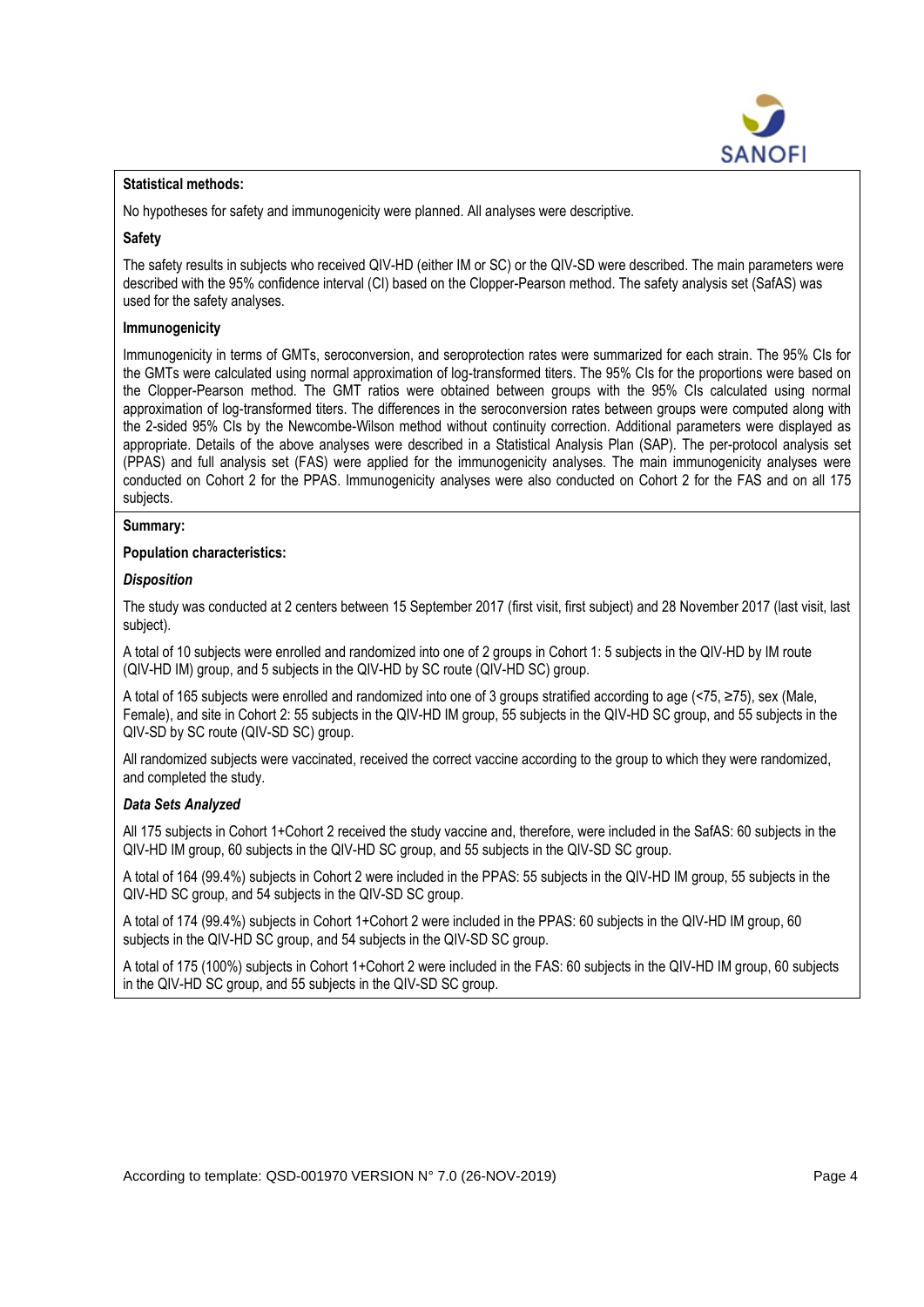**Statistical methods:**

No hypotheses for safety and immunogenicity were planned. All analyses were descriptive.

**Safety**

The safety results in subjects who received QIV-HD (either IM or SC) or the QIV-SD were described. The main parameters were described with the 95% confidence interval (CI) based on the Clopper-Pearson method. The safety analysis set (SafAS) was used for the safety analyses.

**Immunogenicity**

Immunogenicity in terms of GMTs, seroconversion, and seroprotection rates were summarized for each strain. The 95% CIs for the GMTs were calculated using normal approximation of log-transformed titers. The 95% CIs for the proportions were based on the Clopper-Pearson method. The GMT ratios were obtained between groups with the 95% CIs calculated using normal approximation of log-transformed titers. The differences in the seroconversion rates between groups were computed along with the 2-sided 95% CIs by the Newcombe-Wilson method without continuity correction. Additional parameters were displayed as appropriate. Details of the above analyses were described in a Statistical Analysis Plan (SAP). The per-protocol analysis set (PPAS) and full analysis set (FAS) were applied for the immunogenicity analyses. The main immunogenicity analyses were conducted on Cohort 2 for the PPAS. Immunogenicity analyses were also conducted on Cohort 2 for the FAS and on all 175 subjects.

**Summary:**

**Population characteristics:**

***Disposition***

The study was conducted at 2 centers between 15 September 2017 (first visit, first subject) and 28 November 2017 (last visit, last subject).

A total of 10 subjects were enrolled and randomized into one of 2 groups in Cohort 1: 5 subjects in the QIV-HD by IM route (QIV-HD IM) group, and 5 subjects in the QIV-HD by SC route (QIV-HD SC) group.

A total of 165 subjects were enrolled and randomized into one of 3 groups stratified according to age (<75, ≥75), sex (Male, Female), and site in Cohort 2: 55 subjects in the QIV-HD IM group, 55 subjects in the QIV-HD SC group, and 55 subjects in the QIV-SD by SC route (QIV-SD SC) group.

All randomized subjects were vaccinated, received the correct vaccine according to the group to which they were randomized, and completed the study.

***Data Sets Analyzed***

All 175 subjects in Cohort 1+Cohort 2 received the study vaccine and, therefore, were included in the SafAS: 60 subjects in the QIV-HD IM group, 60 subjects in the QIV-HD SC group, and 55 subjects in the QIV-SD SC group.

A total of 164 (99.4%) subjects in Cohort 2 were included in the PPAS: 55 subjects in the QIV-HD IM group, 55 subjects in the QIV-HD SC group, and 54 subjects in the QIV-SD SC group.

A total of 174 (99.4%) subjects in Cohort 1+Cohort 2 were included in the PPAS: 60 subjects in the QIV-HD IM group, 60 subjects in the QIV-HD SC group, and 54 subjects in the QIV-SD SC group.

A total of 175 (100%) subjects in Cohort 1+Cohort 2 were included in the FAS: 60 subjects in the QIV-HD IM group, 60 subjects in the QIV-HD SC group, and 55 subjects in the QIV-SD SC group.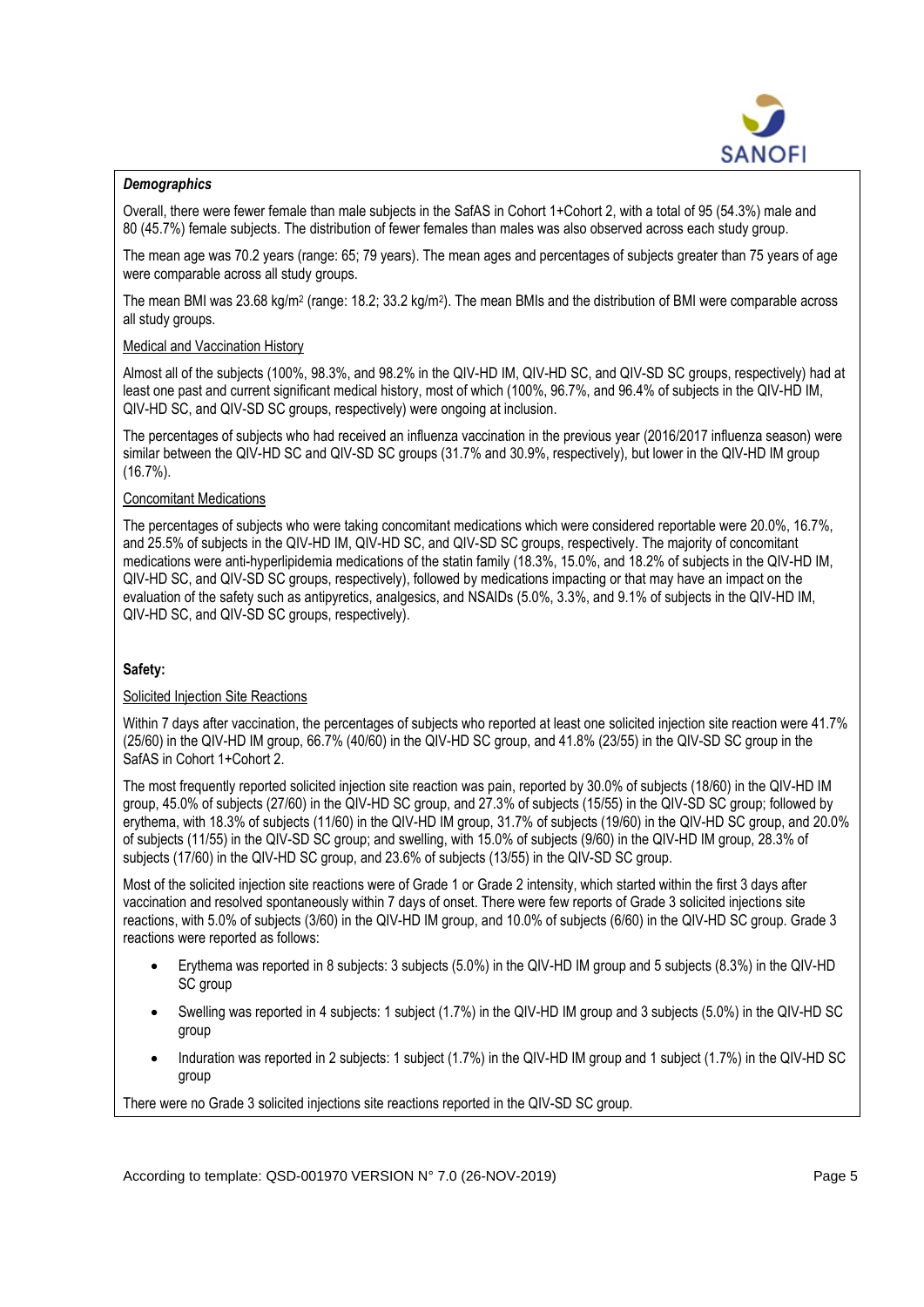***Demographics***

Overall, there were fewer female than male subjects in the SafAS in Cohort 1+Cohort 2, with a total of 95 (54.3%) male and 80 (45.7%) female subjects. The distribution of fewer females than males was also observed across each study group.

The mean age was 70.2 years (range: 65; 79 years). The mean ages and percentages of subjects greater than 75 years of age were comparable across all study groups.

The mean BMI was 23.68 kg/m$^2$ (range: 18.2; 33.2 kg/m$^2$). The mean BMIs and the distribution of BMI were comparable across all study groups.

Medical and Vaccination History

Almost all of the subjects (100%, 98.3%, and 98.2% in the QIV-HD IM, QIV-HD SC, and QIV-SD SC groups, respectively) had at least one past and current significant medical history, most of which (100%, 96.7%, and 96.4% of subjects in the QIV-HD IM, QIV-HD SC, and QIV-SD SC groups, respectively) were ongoing at inclusion.

The percentages of subjects who had received an influenza vaccination in the previous year (2016/2017 influenza season) were similar between the QIV-HD SC and QIV-SD SC groups (31.7% and 30.9%, respectively), but lower in the QIV-HD IM group (16.7%).

Concomitant Medications

The percentages of subjects who were taking concomitant medications which were considered reportable were 20.0%, 16.7%, and 25.5% of subjects in the QIV-HD IM, QIV-HD SC, and QIV-SD SC groups, respectively. The majority of concomitant medications were anti-hyperlipidemia medications of the statin family (18.3%, 15.0%, and 18.2% of subjects in the QIV-HD IM, QIV-HD SC, and QIV-SD SC groups, respectively), followed by medications impacting or that may have an impact on the evaluation of the safety such as antipyretics, analgesics, and NSAIDs (5.0%, 3.3%, and 9.1% of subjects in the QIV-HD IM, QIV-HD SC, and QIV-SD SC groups, respectively).

**Safety:**

Solicited Injection Site Reactions

Within 7 days after vaccination, the percentages of subjects who reported at least one solicited injection site reaction were 41.7% (25/60) in the QIV-HD IM group, 66.7% (40/60) in the QIV-HD SC group, and 41.8% (23/55) in the QIV-SD SC group in the SafAS in Cohort 1+Cohort 2.

The most frequently reported solicited injection site reaction was pain, reported by 30.0% of subjects (18/60) in the QIV-HD IM group, 45.0% of subjects (27/60) in the QIV-HD SC group, and 27.3% of subjects (15/55) in the QIV-SD SC group; followed by erythema, with 18.3% of subjects (11/60) in the QIV-HD IM group, 31.7% of subjects (19/60) in the QIV-HD SC group, and 20.0% of subjects (11/55) in the QIV-SD SC group; and swelling, with 15.0% of subjects (9/60) in the QIV-HD IM group, 28.3% of subjects (17/60) in the QIV-HD SC group, and 23.6% of subjects (13/55) in the QIV-SD SC group.

Most of the solicited injection site reactions were of Grade 1 or Grade 2 intensity, which started within the first 3 days after vaccination and resolved spontaneously within 7 days of onset. There were few reports of Grade 3 solicited injections site reactions, with 5.0% of subjects (3/60) in the QIV-HD IM group, and 10.0% of subjects (6/60) in the QIV-HD SC group. Grade 3 reactions were reported as follows:

- Erythema was reported in 8 subjects: 3 subjects (5.0%) in the QIV-HD IM group and 5 subjects (8.3%) in the QIV-HD SC group
- Swelling was reported in 4 subjects: 1 subject (1.7%) in the QIV-HD IM group and 3 subjects (5.0%) in the QIV-HD SC group
- Induration was reported in 2 subjects: 1 subject (1.7%) in the QIV-HD IM group and 1 subject (1.7%) in the QIV-HD SC group

There were no Grade 3 solicited injections site reactions reported in the QIV-SD SC group.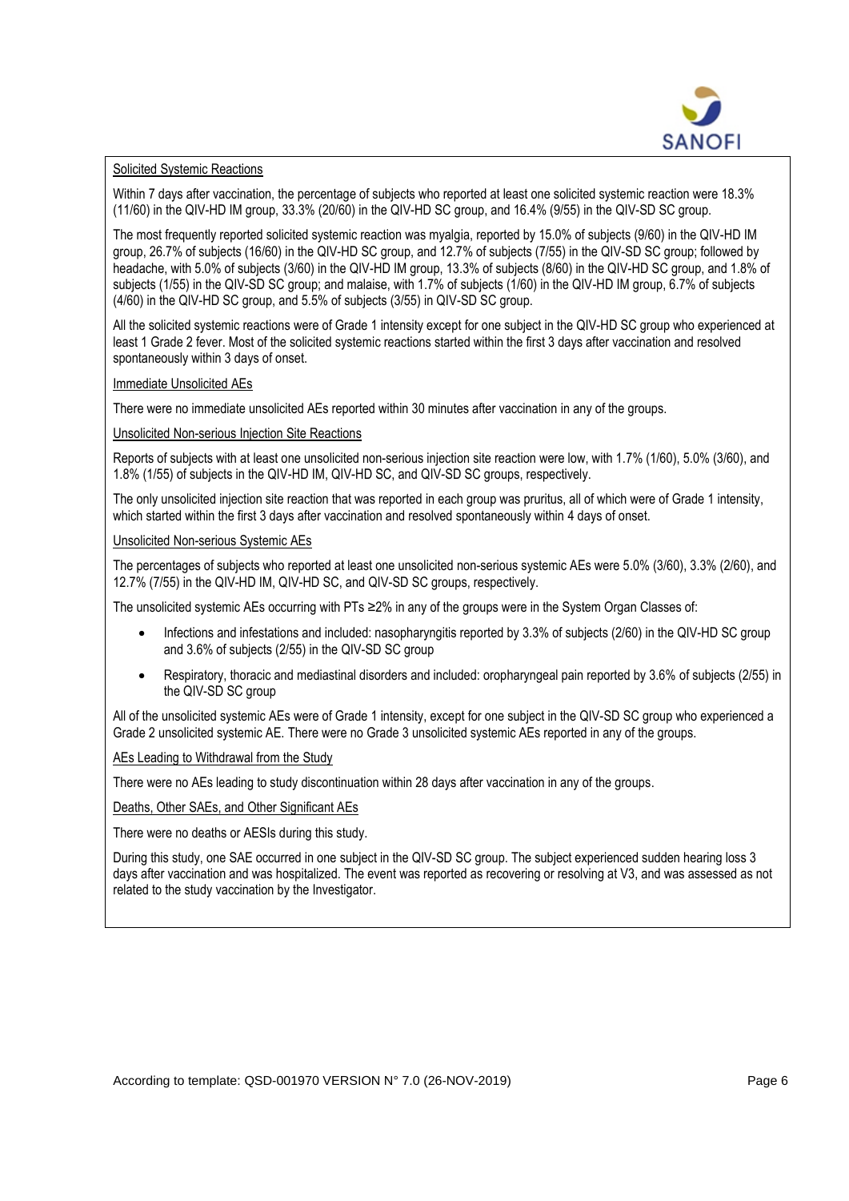Solicited Systemic Reactions

Within 7 days after vaccination, the percentage of subjects who reported at least one solicited systemic reaction were 18.3% (11/60) in the QIV-HD IM group, 33.3% (20/60) in the QIV-HD SC group, and 16.4% (9/55) in the QIV-SD SC group.

The most frequently reported solicited systemic reaction was myalgia, reported by 15.0% of subjects (9/60) in the QIV-HD IM group, 26.7% of subjects (16/60) in the QIV-HD SC group, and 12.7% of subjects (7/55) in the QIV-SD SC group; followed by headache, with 5.0% of subjects (3/60) in the QIV-HD IM group, 13.3% of subjects (8/60) in the QIV-HD SC group, and 1.8% of subjects (1/55) in the QIV-SD SC group; and malaise, with 1.7% of subjects (1/60) in the QIV-HD IM group, 6.7% of subjects (4/60) in the QIV-HD SC group, and 5.5% of subjects (3/55) in QIV-SD SC group.

All the solicited systemic reactions were of Grade 1 intensity except for one subject in the QIV-HD SC group who experienced at least 1 Grade 2 fever. Most of the solicited systemic reactions started within the first 3 days after vaccination and resolved spontaneously within 3 days of onset.

Immediate Unsolicited AEs

There were no immediate unsolicited AEs reported within 30 minutes after vaccination in any of the groups.

Unsolicited Non-serious Injection Site Reactions

Reports of subjects with at least one unsolicited non-serious injection site reaction were low, with 1.7% (1/60), 5.0% (3/60), and 1.8% (1/55) of subjects in the QIV-HD IM, QIV-HD SC, and QIV-SD SC groups, respectively.

The only unsolicited injection site reaction that was reported in each group was pruritus, all of which were of Grade 1 intensity, which started within the first 3 days after vaccination and resolved spontaneously within 4 days of onset.

Unsolicited Non-serious Systemic AEs

The percentages of subjects who reported at least one unsolicited non-serious systemic AEs were 5.0% (3/60), 3.3% (2/60), and 12.7% (7/55) in the QIV-HD IM, QIV-HD SC, and QIV-SD SC groups, respectively.

The unsolicited systemic AEs occurring with PTs ≥2% in any of the groups were in the System Organ Classes of:

- Infections and infestations and included: nasopharyngitis reported by 3.3% of subjects (2/60) in the QIV-HD SC group and 3.6% of subjects (2/55) in the QIV-SD SC group
- Respiratory, thoracic and mediastinal disorders and included: oropharyngeal pain reported by 3.6% of subjects (2/55) in the QIV-SD SC group

All of the unsolicited systemic AEs were of Grade 1 intensity, except for one subject in the QIV-SD SC group who experienced a Grade 2 unsolicited systemic AE. There were no Grade 3 unsolicited systemic AEs reported in any of the groups.

AEs Leading to Withdrawal from the Study

There were no AEs leading to study discontinuation within 28 days after vaccination in any of the groups.

Deaths, Other SAEs, and Other Significant AEs

There were no deaths or AESIs during this study.

During this study, one SAE occurred in one subject in the QIV-SD SC group. The subject experienced sudden hearing loss 3 days after vaccination and was hospitalized. The event was reported as recovering or resolving at V3, and was assessed as not related to the study vaccination by the Investigator.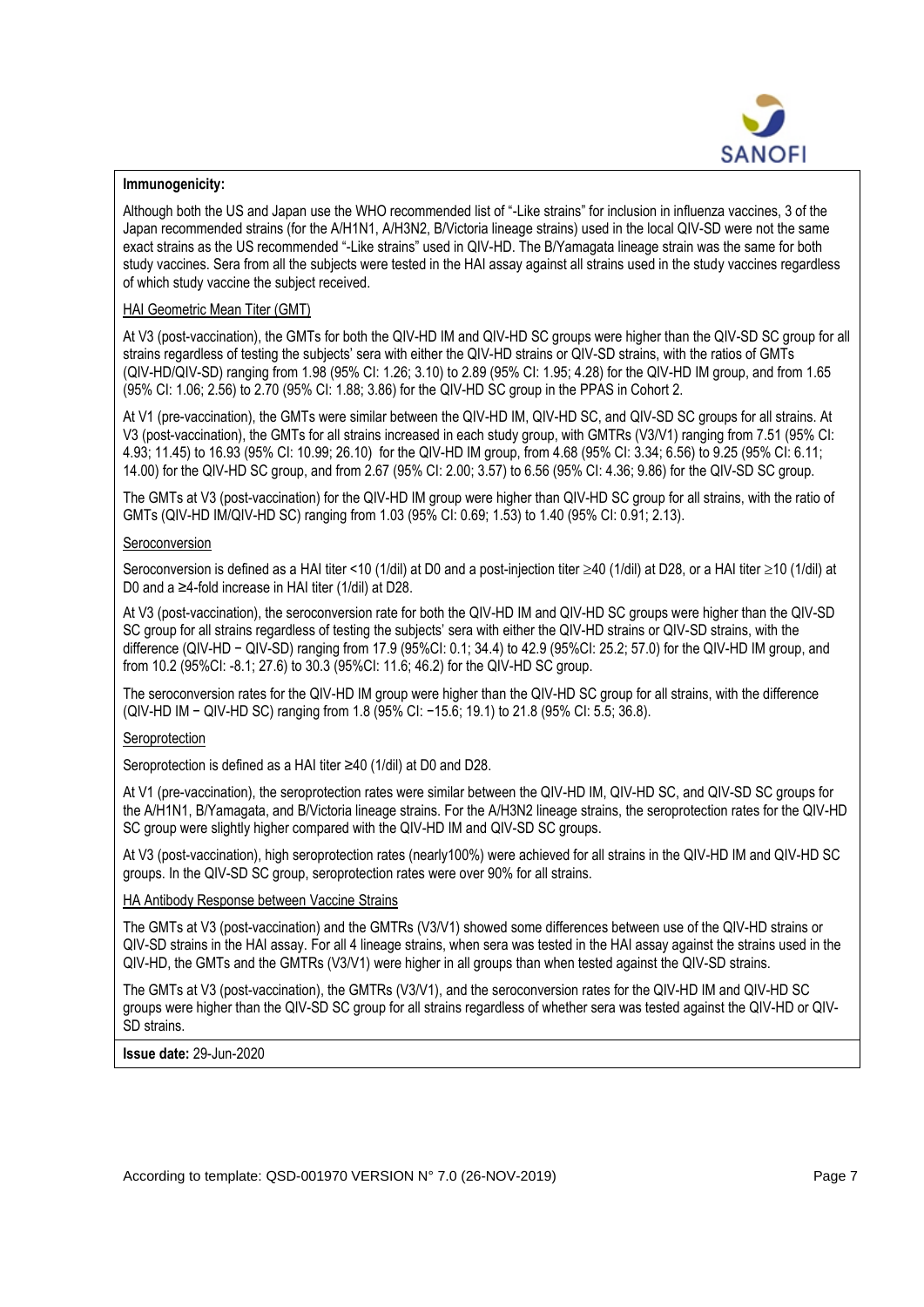**Immunogenicity:**

Although both the US and Japan use the WHO recommended list of "-Like strains" for inclusion in influenza vaccines, 3 of the Japan recommended strains (for the A/H1N1, A/H3N2, B/Victoria lineage strains) used in the local QIV-SD were not the same exact strains as the US recommended "-Like strains" used in QIV-HD. The B/Yamagata lineage strain was the same for both study vaccines. Sera from all the subjects were tested in the HAI assay against all strains used in the study vaccines regardless of which study vaccine the subject received.

HAI Geometric Mean Titer (GMT)

At V3 (post-vaccination), the GMTs for both the QIV-HD IM and QIV-HD SC groups were higher than the QIV-SD SC group for all strains regardless of testing the subjects' sera with either the QIV-HD strains or QIV-SD strains, with the ratios of GMTs (QIV-HD/QIV-SD) ranging from 1.98 (95% CI: 1.26; 3.10) to 2.89 (95% CI: 1.95; 4.28) for the QIV-HD IM group, and from 1.65 (95% CI: 1.06; 2.56) to 2.70 (95% CI: 1.88; 3.86) for the QIV-HD SC group in the PPAS in Cohort 2.

At V1 (pre-vaccination), the GMTs were similar between the QIV-HD IM, QIV-HD SC, and QIV-SD SC groups for all strains. At V3 (post-vaccination), the GMTs for all strains increased in each study group, with GMTRs (V3/V1) ranging from 7.51 (95% CI: 4.93; 11.45) to 16.93 (95% CI: 10.99; 26.10) for the QIV-HD IM group, from 4.68 (95% CI: 3.34; 6.56) to 9.25 (95% CI: 6.11; 14.00) for the QIV-HD SC group, and from 2.67 (95% CI: 2.00; 3.57) to 6.56 (95% CI: 4.36; 9.86) for the QIV-SD SC group.

The GMTs at V3 (post-vaccination) for the QIV-HD IM group were higher than QIV-HD SC group for all strains, with the ratio of GMTs (QIV-HD IM/QIV-HD SC) ranging from 1.03 (95% CI: 0.69; 1.53) to 1.40 (95% CI: 0.91; 2.13).

Seroconversion

Seroconversion is defined as a HAI titer <10 (1/dil) at D0 and a post-injection titer ≥40 (1/dil) at D28, or a HAI titer ≥10 (1/dil) at D0 and a ≥4-fold increase in HAI titer (1/dil) at D28.

At V3 (post-vaccination), the seroconversion rate for both the QIV-HD IM and QIV-HD SC groups were higher than the QIV-SD SC group for all strains regardless of testing the subjects' sera with either the QIV-HD strains or QIV-SD strains, with the difference (QIV-HD − QIV-SD) ranging from 17.9 (95%CI: 0.1; 34.4) to 42.9 (95%CI: 25.2; 57.0) for the QIV-HD IM group, and from 10.2 (95%CI: -8.1; 27.6) to 30.3 (95%CI: 11.6; 46.2) for the QIV-HD SC group.

The seroconversion rates for the QIV-HD IM group were higher than the QIV-HD SC group for all strains, with the difference (QIV-HD IM − QIV-HD SC) ranging from 1.8 (95% CI: −15.6; 19.1) to 21.8 (95% CI: 5.5; 36.8).

Seroprotection

Seroprotection is defined as a HAI titer ≥40 (1/dil) at D0 and D28.

At V1 (pre-vaccination), the seroprotection rates were similar between the QIV-HD IM, QIV-HD SC, and QIV-SD SC groups for the A/H1N1, B/Yamagata, and B/Victoria lineage strains. For the A/H3N2 lineage strains, the seroprotection rates for the QIV-HD SC group were slightly higher compared with the QIV-HD IM and QIV-SD SC groups.

At V3 (post-vaccination), high seroprotection rates (nearly100%) were achieved for all strains in the QIV-HD IM and QIV-HD SC groups. In the QIV-SD SC group, seroprotection rates were over 90% for all strains.

HA Antibody Response between Vaccine Strains

The GMTs at V3 (post-vaccination) and the GMTRs (V3/V1) showed some differences between use of the QIV-HD strains or QIV-SD strains in the HAI assay. For all 4 lineage strains, when sera was tested in the HAI assay against the strains used in the QIV-HD, the GMTs and the GMTRs (V3/V1) were higher in all groups than when tested against the QIV-SD strains.

The GMTs at V3 (post-vaccination), the GMTRs (V3/V1), and the seroconversion rates for the QIV-HD IM and QIV-HD SC groups were higher than the QIV-SD SC group for all strains regardless of whether sera was tested against the QIV-HD or QIV-SD strains.

**Issue date:** 29-Jun-2020